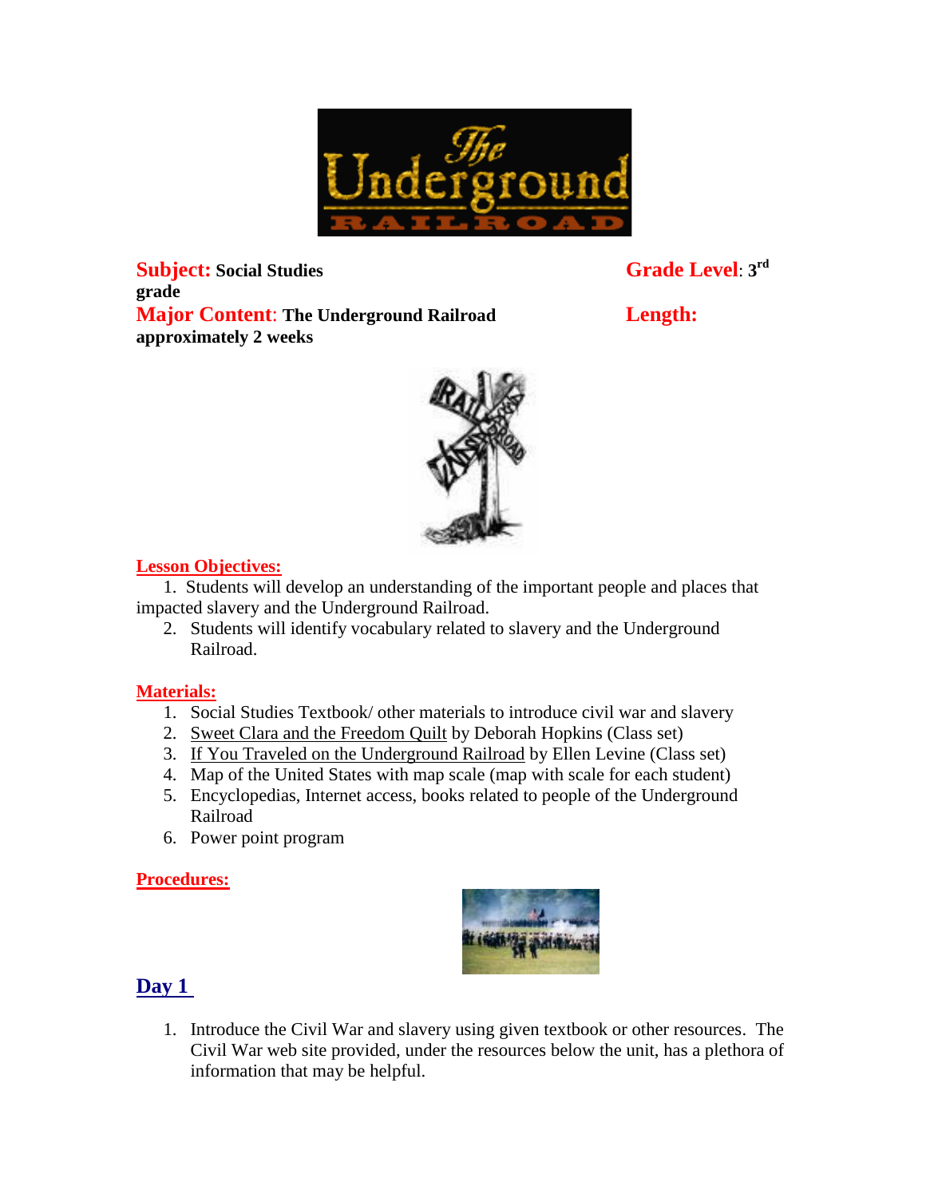**Subject:** Social Studies

**Grade Level**: 3rd grade

**Major Content**: The Underground Railroad

**Length:** approximately 2 weeks

**Lesson Objectives:**

1. Students will develop an understanding of the important people and places that impacted slavery and the Underground Railroad.
2. Students will identify vocabulary related to slavery and the Underground Railroad.

**Materials:**

1. Social Studies Textbook/ other materials to introduce civil war and slavery
2. Sweet Clara and the Freedom Quilt by Deborah Hopkins (Class set)
3. If You Traveled on the Underground Railroad by Ellen Levine (Class set)
4. Map of the United States with map scale (map with scale for each student)
5. Encyclopedias, Internet access, books related to people of the Underground Railroad
6. Power point program

**Procedures:**

## Day 1

1. Introduce the Civil War and slavery using given textbook or other resources. The Civil War web site provided, under the resources below the unit, has a plethora of information that may be helpful.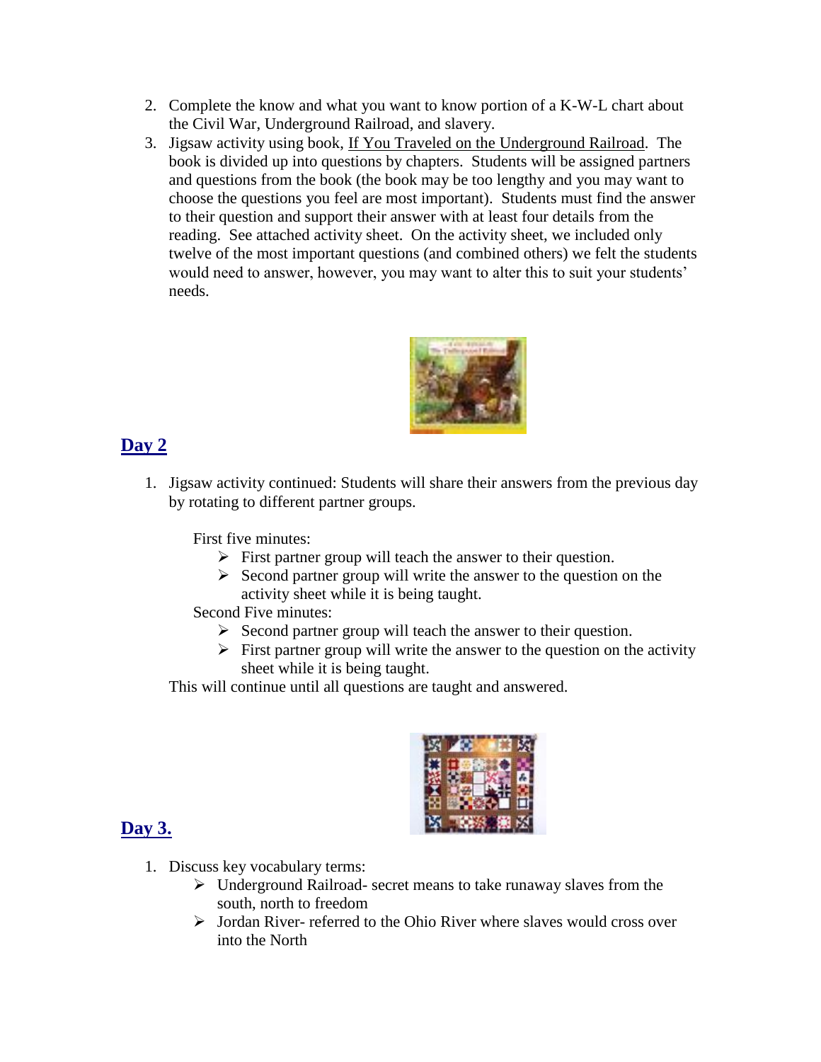2. Complete the know and what you want to know portion of a K-W-L chart about the Civil War, Underground Railroad, and slavery.
3. Jigsaw activity using book, If You Traveled on the Underground Railroad. The book is divided up into questions by chapters. Students will be assigned partners and questions from the book (the book may be too lengthy and you may want to choose the questions you feel are most important). Students must find the answer to their question and support their answer with at least four details from the reading. See attached activity sheet. On the activity sheet, we included only twelve of the most important questions (and combined others) we felt the students would need to answer, however, you may want to alter this to suit your students' needs.

## Day 2

1. Jigsaw activity continued: Students will share their answers from the previous day by rotating to different partner groups.

   First five minutes:
   - First partner group will teach the answer to their question.
   - Second partner group will write the answer to the question on the activity sheet while it is being taught.

   Second Five minutes:
   - Second partner group will teach the answer to their question.
   - First partner group will write the answer to the question on the activity sheet while it is being taught.

   This will continue until all questions are taught and answered.

## Day 3.

1. Discuss key vocabulary terms:
   - Underground Railroad- secret means to take runaway slaves from the south, north to freedom
   - Jordan River- referred to the Ohio River where slaves would cross over into the North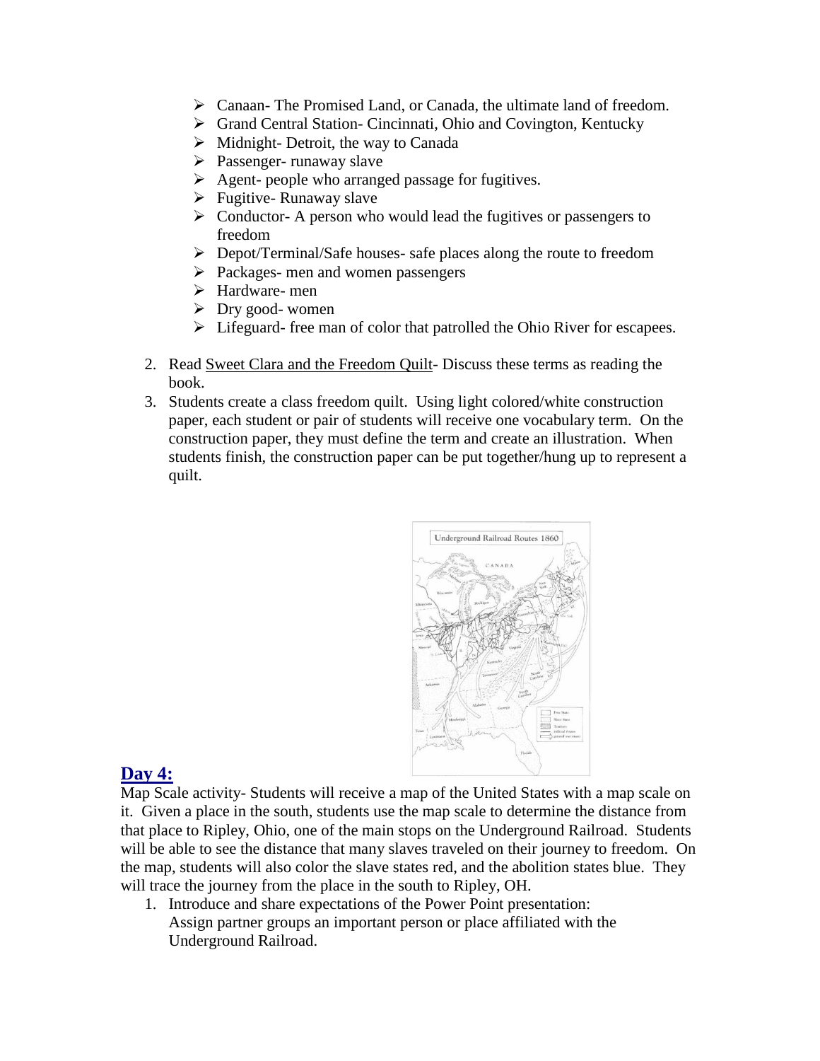- Canaan- The Promised Land, or Canada, the ultimate land of freedom.
- Grand Central Station- Cincinnati, Ohio and Covington, Kentucky
- Midnight- Detroit, the way to Canada
- Passenger- runaway slave
- Agent- people who arranged passage for fugitives.
- Fugitive- Runaway slave
- Conductor- A person who would lead the fugitives or passengers to freedom
- Depot/Terminal/Safe houses- safe places along the route to freedom
- Packages- men and women passengers
- Hardware- men
- Dry good- women
- Lifeguard- free man of color that patrolled the Ohio River for escapees.

2. Read Sweet Clara and the Freedom Quilt- Discuss these terms as reading the book.
3. Students create a class freedom quilt. Using light colored/white construction paper, each student or pair of students will receive one vocabulary term. On the construction paper, they must define the term and create an illustration. When students finish, the construction paper can be put together/hung up to represent a quilt.

## Day 4:

Map Scale activity- Students will receive a map of the United States with a map scale on it. Given a place in the south, students use the map scale to determine the distance from that place to Ripley, Ohio, one of the main stops on the Underground Railroad. Students will be able to see the distance that many slaves traveled on their journey to freedom. On the map, students will also color the slave states red, and the abolition states blue. They will trace the journey from the place in the south to Ripley, OH.

1. Introduce and share expectations of the Power Point presentation: Assign partner groups an important person or place affiliated with the Underground Railroad.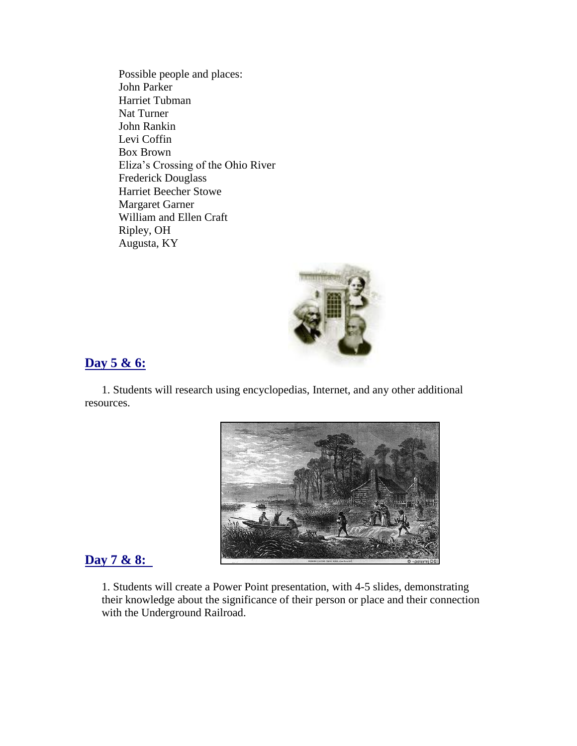Possible people and places:
John Parker
Harriet Tubman
Nat Turner
John Rankin
Levi Coffin
Box Brown
Eliza's Crossing of the Ohio River
Frederick Douglass
Harriet Beecher Stowe
Margaret Garner
William and Ellen Craft
Ripley, OH
Augusta, KY

## Day 5 & 6:

1. Students will research using encyclopedias, Internet, and any other additional resources.

## Day 7 & 8:

1. Students will create a Power Point presentation, with 4-5 slides, demonstrating their knowledge about the significance of their person or place and their connection with the Underground Railroad.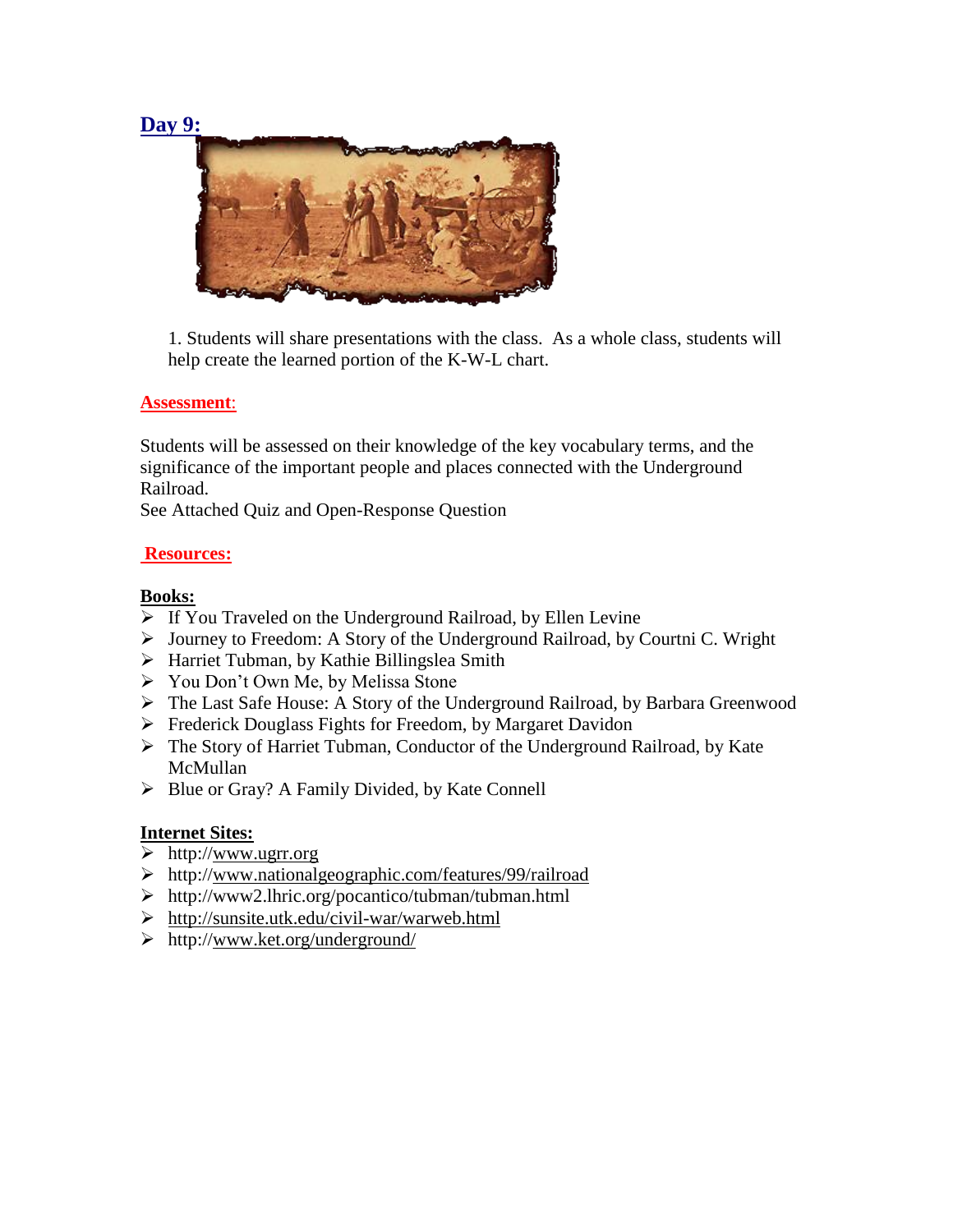## Day 9:

1. Students will share presentations with the class. As a whole class, students will help create the learned portion of the K-W-L chart.

### Assessment:

Students will be assessed on their knowledge of the key vocabulary terms, and the significance of the important people and places connected with the Underground Railroad.
See Attached Quiz and Open-Response Question

### Resources:

**Books:**

- If You Traveled on the Underground Railroad, by Ellen Levine
- Journey to Freedom: A Story of the Underground Railroad, by Courtni C. Wright
- Harriet Tubman, by Kathie Billingslea Smith
- You Don't Own Me, by Melissa Stone
- The Last Safe House: A Story of the Underground Railroad, by Barbara Greenwood
- Frederick Douglass Fights for Freedom, by Margaret Davidon
- The Story of Harriet Tubman, Conductor of the Underground Railroad, by Kate McMullan
- Blue or Gray? A Family Divided, by Kate Connell

**Internet Sites:**

- http://www.ugrr.org
- http://www.nationalgeographic.com/features/99/railroad
- http://www2.lhric.org/pocantico/tubman/tubman.html
- http://sunsite.utk.edu/civil-war/warweb.html
- http://www.ket.org/underground/